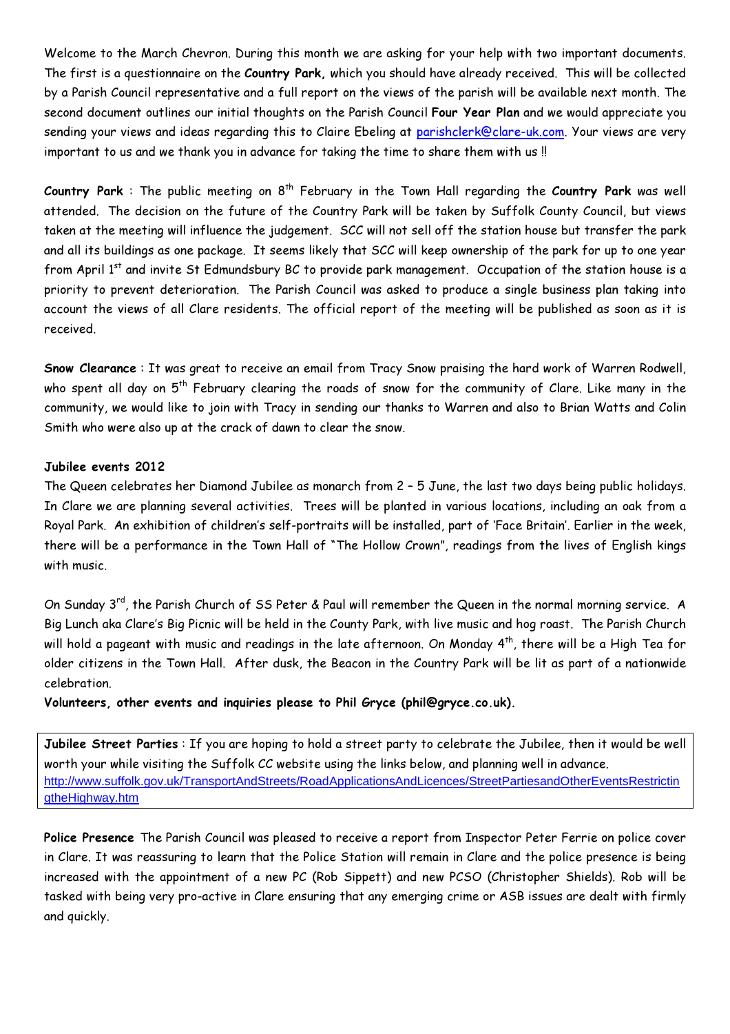Welcome to the March Chevron. During this month we are asking for your help with two important documents. The first is a questionnaire on the **Country Park,** which you should have already received. This will be collected by a Parish Council representative and a full report on the views of the parish will be available next month. The second document outlines our initial thoughts on the Parish Council **Four Year Plan** and we would appreciate you sending your views and ideas regarding this to Claire Ebeling at parishclerk@clare-uk.com. Your views are very important to us and we thank you in advance for taking the time to share them with us !!

**Country Park** : The public meeting on 8th February in the Town Hall regarding the **Country Park** was well attended. The decision on the future of the Country Park will be taken by Suffolk County Council, but views taken at the meeting will influence the judgement. SCC will not sell off the station house but transfer the park and all its buildings as one package. It seems likely that SCC will keep ownership of the park for up to one year from April 1st and invite St Edmundsbury BC to provide park management. Occupation of the station house is a priority to prevent deterioration. The Parish Council was asked to produce a single business plan taking into account the views of all Clare residents. The official report of the meeting will be published as soon as it is received.

**Snow Clearance** : It was great to receive an email from Tracy Snow praising the hard work of Warren Rodwell, who spent all day on 5th February clearing the roads of snow for the community of Clare. Like many in the community, we would like to join with Tracy in sending our thanks to Warren and also to Brian Watts and Colin Smith who were also up at the crack of dawn to clear the snow.

**Jubilee events 2012**

The Queen celebrates her Diamond Jubilee as monarch from 2 – 5 June, the last two days being public holidays. In Clare we are planning several activities. Trees will be planted in various locations, including an oak from a Royal Park. An exhibition of children's self-portraits will be installed, part of 'Face Britain'. Earlier in the week, there will be a performance in the Town Hall of "The Hollow Crown", readings from the lives of English kings with music.

On Sunday 3rd, the Parish Church of SS Peter & Paul will remember the Queen in the normal morning service. A Big Lunch aka Clare's Big Picnic will be held in the County Park, with live music and hog roast. The Parish Church will hold a pageant with music and readings in the late afternoon. On Monday 4th, there will be a High Tea for older citizens in the Town Hall. After dusk, the Beacon in the Country Park will be lit as part of a nationwide celebration.

**Volunteers, other events and inquiries please to Phil Gryce (phil@gryce.co.uk).**

**Jubilee Street Parties** : If you are hoping to hold a street party to celebrate the Jubilee, then it would be well worth your while visiting the Suffolk CC website using the links below, and planning well in advance.
http://www.suffolk.gov.uk/TransportAndStreets/RoadApplicationsAndLicences/StreetPartiesandOtherEventsRestrictingtheHighway.htm

**Police Presence** The Parish Council was pleased to receive a report from Inspector Peter Ferrie on police cover in Clare. It was reassuring to learn that the Police Station will remain in Clare and the police presence is being increased with the appointment of a new PC (Rob Sippett) and new PCSO (Christopher Shields). Rob will be tasked with being very pro-active in Clare ensuring that any emerging crime or ASB issues are dealt with firmly and quickly.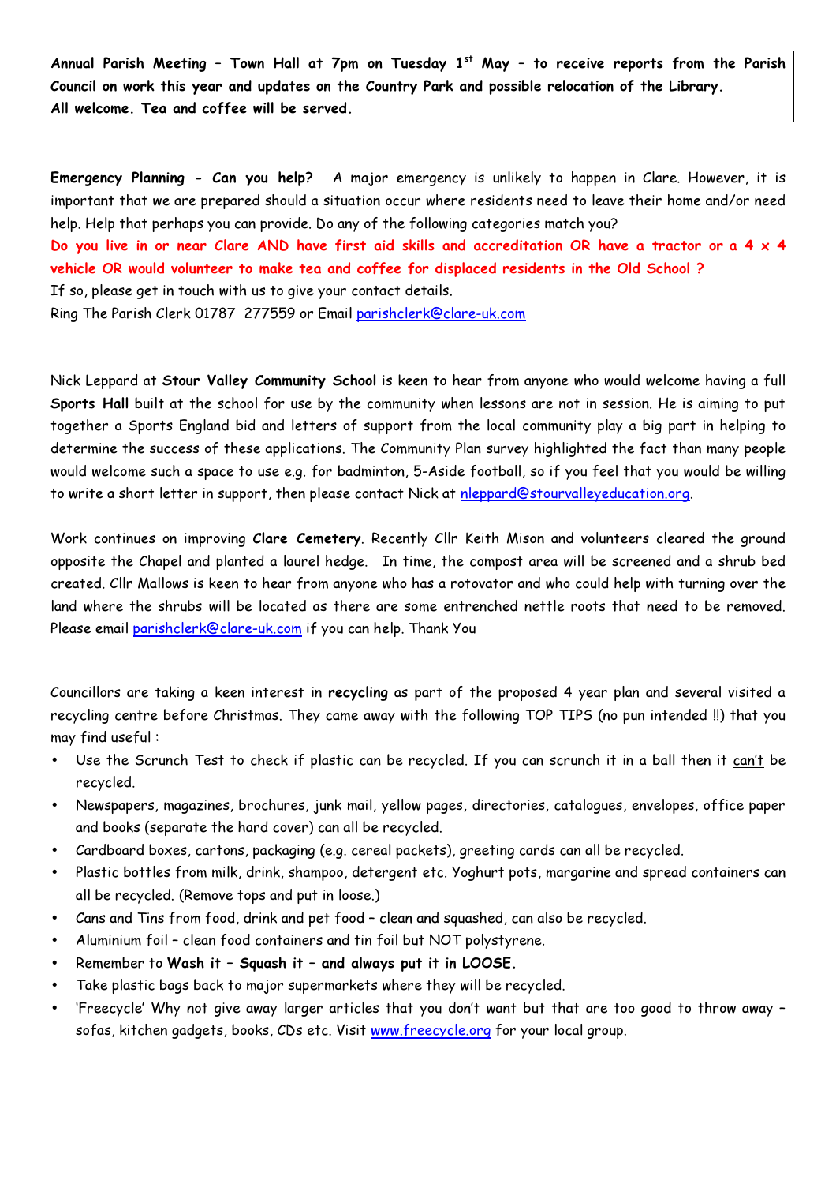**Annual Parish Meeting – Town Hall at 7pm on Tuesday 1st May – to receive reports from the Parish Council on work this year and updates on the Country Park and possible relocation of the Library.**
**All welcome. Tea and coffee will be served.**

**Emergency Planning - Can you help?** A major emergency is unlikely to happen in Clare. However, it is important that we are prepared should a situation occur where residents need to leave their home and/or need help. Help that perhaps you can provide. Do any of the following categories match you?

**Do you live in or near Clare AND have first aid skills and accreditation OR have a tractor or a 4 x 4 vehicle OR would volunteer to make tea and coffee for displaced residents in the Old School ?**

If so, please get in touch with us to give your contact details.

Ring The Parish Clerk 01787 277559 or Email parishclerk@clare-uk.com

Nick Leppard at **Stour Valley Community School** is keen to hear from anyone who would welcome having a full **Sports Hall** built at the school for use by the community when lessons are not in session. He is aiming to put together a Sports England bid and letters of support from the local community play a big part in helping to determine the success of these applications. The Community Plan survey highlighted the fact than many people would welcome such a space to use e.g. for badminton, 5-Aside football, so if you feel that you would be willing to write a short letter in support, then please contact Nick at nleppard@stourvalleyeducation.org.

Work continues on improving **Clare Cemetery**. Recently Cllr Keith Mison and volunteers cleared the ground opposite the Chapel and planted a laurel hedge. In time, the compost area will be screened and a shrub bed created. Cllr Mallows is keen to hear from anyone who has a rotovator and who could help with turning over the land where the shrubs will be located as there are some entrenched nettle roots that need to be removed. Please email parishclerk@clare-uk.com if you can help. Thank You

Councillors are taking a keen interest in **recycling** as part of the proposed 4 year plan and several visited a recycling centre before Christmas. They came away with the following TOP TIPS (no pun intended !!) that you may find useful :

- Use the Scrunch Test to check if plastic can be recycled. If you can scrunch it in a ball then it can't be recycled.
- Newspapers, magazines, brochures, junk mail, yellow pages, directories, catalogues, envelopes, office paper and books (separate the hard cover) can all be recycled.
- Cardboard boxes, cartons, packaging (e.g. cereal packets), greeting cards can all be recycled.
- Plastic bottles from milk, drink, shampoo, detergent etc. Yoghurt pots, margarine and spread containers can all be recycled. (Remove tops and put in loose.)
- Cans and Tins from food, drink and pet food – clean and squashed, can also be recycled.
- Aluminium foil – clean food containers and tin foil but NOT polystyrene.
- Remember to **Wash it – Squash it – and always put it in LOOSE.**
- Take plastic bags back to major supermarkets where they will be recycled.
- 'Freecycle' Why not give away larger articles that you don't want but that are too good to throw away – sofas, kitchen gadgets, books, CDs etc. Visit www.freecycle.org for your local group.